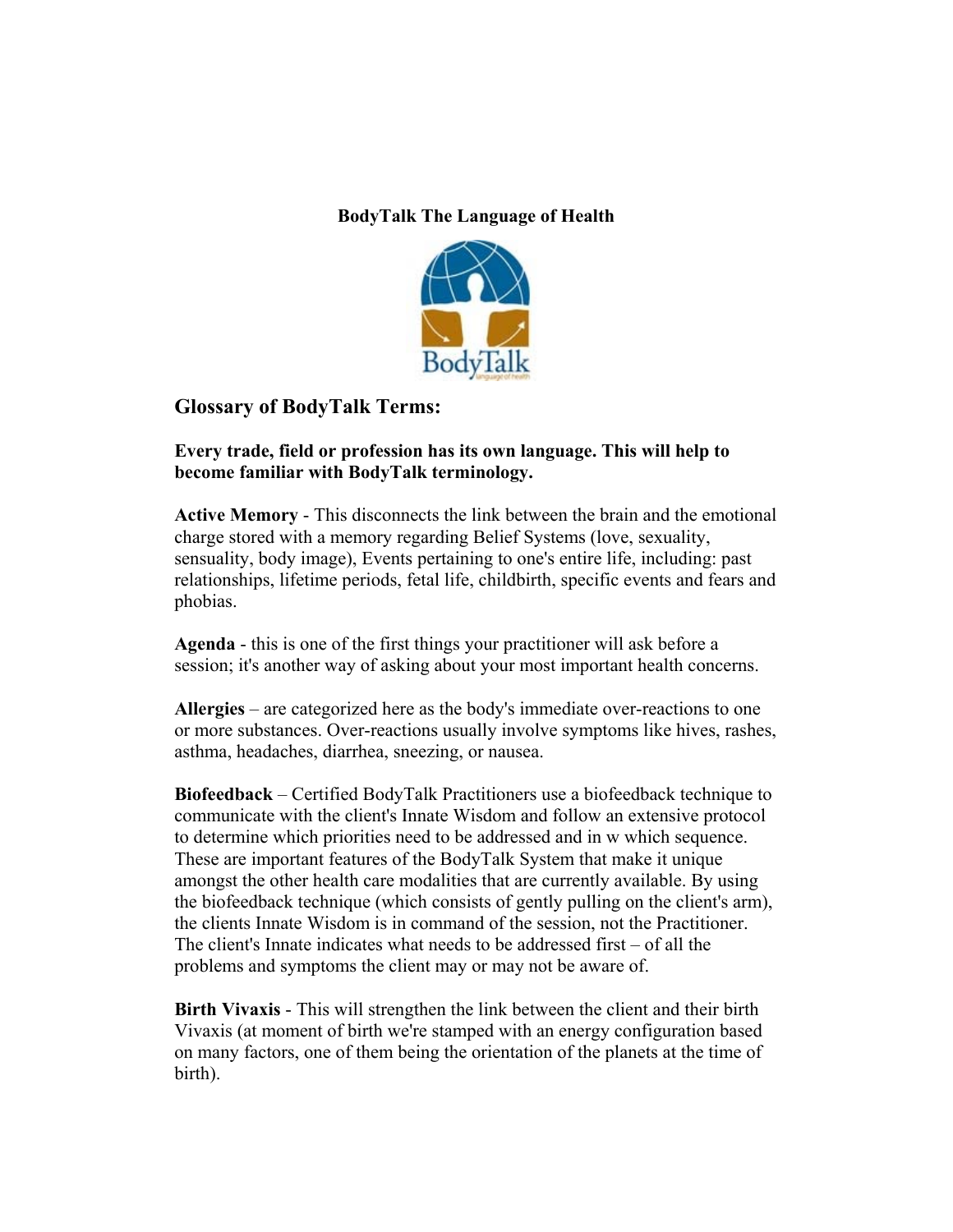**BodyTalk The Language of Health**

## Glossary of BodyTalk Terms:

**Every trade, field or profession has its own language. This will help to become familiar with BodyTalk terminology.**

**Active Memory** - This disconnects the link between the brain and the emotional charge stored with a memory regarding Belief Systems (love, sexuality, sensuality, body image), Events pertaining to one's entire life, including: past relationships, lifetime periods, fetal life, childbirth, specific events and fears and phobias.

**Agenda** - this is one of the first things your practitioner will ask before a session; it's another way of asking about your most important health concerns.

**Allergies** – are categorized here as the body's immediate over-reactions to one or more substances. Over-reactions usually involve symptoms like hives, rashes, asthma, headaches, diarrhea, sneezing, or nausea.

**Biofeedback** – Certified BodyTalk Practitioners use a biofeedback technique to communicate with the client's Innate Wisdom and follow an extensive protocol to determine which priorities need to be addressed and in w which sequence. These are important features of the BodyTalk System that make it unique amongst the other health care modalities that are currently available. By using the biofeedback technique (which consists of gently pulling on the client's arm), the clients Innate Wisdom is in command of the session, not the Practitioner. The client's Innate indicates what needs to be addressed first – of all the problems and symptoms the client may or may not be aware of.

**Birth Vivaxis** - This will strengthen the link between the client and their birth Vivaxis (at moment of birth we're stamped with an energy configuration based on many factors, one of them being the orientation of the planets at the time of birth).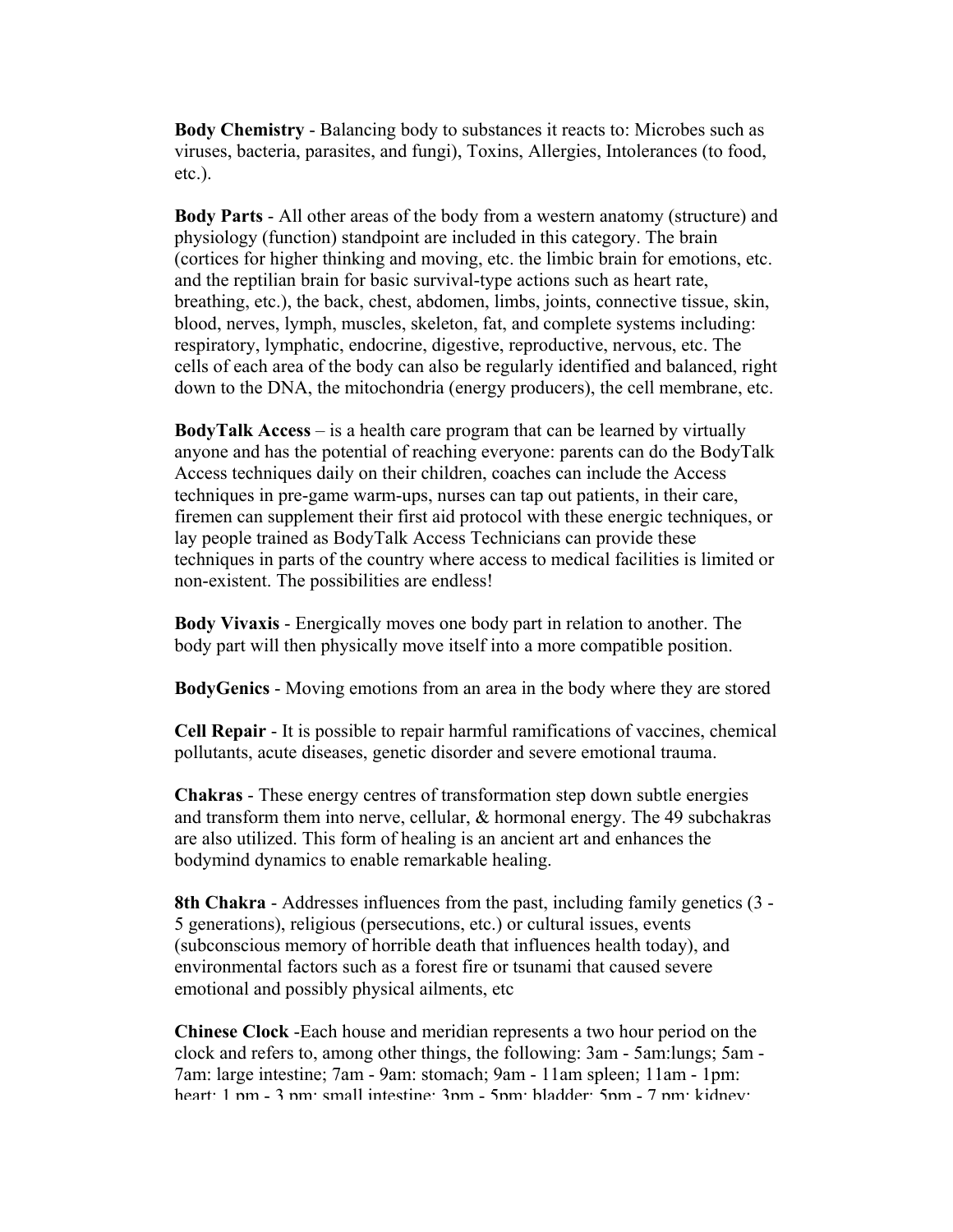**Body Chemistry** - Balancing body to substances it reacts to: Microbes such as viruses, bacteria, parasites, and fungi), Toxins, Allergies, Intolerances (to food, etc.).

**Body Parts** - All other areas of the body from a western anatomy (structure) and physiology (function) standpoint are included in this category. The brain (cortices for higher thinking and moving, etc. the limbic brain for emotions, etc. and the reptilian brain for basic survival-type actions such as heart rate, breathing, etc.), the back, chest, abdomen, limbs, joints, connective tissue, skin, blood, nerves, lymph, muscles, skeleton, fat, and complete systems including: respiratory, lymphatic, endocrine, digestive, reproductive, nervous, etc. The cells of each area of the body can also be regularly identified and balanced, right down to the DNA, the mitochondria (energy producers), the cell membrane, etc.

**BodyTalk Access** – is a health care program that can be learned by virtually anyone and has the potential of reaching everyone: parents can do the BodyTalk Access techniques daily on their children, coaches can include the Access techniques in pre-game warm-ups, nurses can tap out patients, in their care, firemen can supplement their first aid protocol with these energic techniques, or lay people trained as BodyTalk Access Technicians can provide these techniques in parts of the country where access to medical facilities is limited or non-existent. The possibilities are endless!

**Body Vivaxis** - Energically moves one body part in relation to another. The body part will then physically move itself into a more compatible position.

**BodyGenics** - Moving emotions from an area in the body where they are stored

**Cell Repair** - It is possible to repair harmful ramifications of vaccines, chemical pollutants, acute diseases, genetic disorder and severe emotional trauma.

**Chakras** - These energy centres of transformation step down subtle energies and transform them into nerve, cellular, & hormonal energy. The 49 subchakras are also utilized. This form of healing is an ancient art and enhances the bodymind dynamics to enable remarkable healing.

**8th Chakra** - Addresses influences from the past, including family genetics (3 - 5 generations), religious (persecutions, etc.) or cultural issues, events (subconscious memory of horrible death that influences health today), and environmental factors such as a forest fire or tsunami that caused severe emotional and possibly physical ailments, etc

**Chinese Clock** -Each house and meridian represents a two hour period on the clock and refers to, among other things, the following: 3am - 5am:lungs; 5am - 7am: large intestine; 7am - 9am: stomach; 9am - 11am spleen; 11am - 1pm: heart; 1 pm - 3 pm: small intestine; 3pm - 5pm: bladder; 5pm - 7 pm: kidney;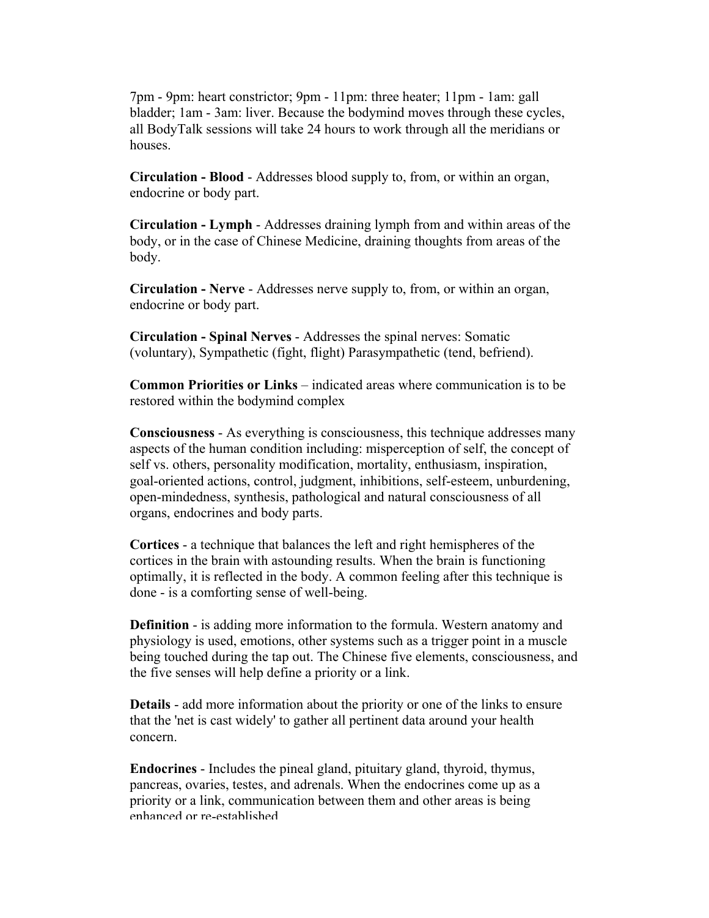7pm - 9pm: heart constrictor; 9pm - 11pm: three heater; 11pm - 1am: gall bladder; 1am - 3am: liver. Because the bodymind moves through these cycles, all BodyTalk sessions will take 24 hours to work through all the meridians or houses.

**Circulation - Blood** - Addresses blood supply to, from, or within an organ, endocrine or body part.

**Circulation - Lymph** - Addresses draining lymph from and within areas of the body, or in the case of Chinese Medicine, draining thoughts from areas of the body.

**Circulation - Nerve** - Addresses nerve supply to, from, or within an organ, endocrine or body part.

**Circulation - Spinal Nerves** - Addresses the spinal nerves: Somatic (voluntary), Sympathetic (fight, flight) Parasympathetic (tend, befriend).

**Common Priorities or Links** – indicated areas where communication is to be restored within the bodymind complex

**Consciousness** - As everything is consciousness, this technique addresses many aspects of the human condition including: misperception of self, the concept of self vs. others, personality modification, mortality, enthusiasm, inspiration, goal-oriented actions, control, judgment, inhibitions, self-esteem, unburdening, open-mindedness, synthesis, pathological and natural consciousness of all organs, endocrines and body parts.

**Cortices** - a technique that balances the left and right hemispheres of the cortices in the brain with astounding results. When the brain is functioning optimally, it is reflected in the body. A common feeling after this technique is done - is a comforting sense of well-being.

**Definition** - is adding more information to the formula. Western anatomy and physiology is used, emotions, other systems such as a trigger point in a muscle being touched during the tap out. The Chinese five elements, consciousness, and the five senses will help define a priority or a link.

**Details** - add more information about the priority or one of the links to ensure that the 'net is cast widely' to gather all pertinent data around your health concern.

**Endocrines** - Includes the pineal gland, pituitary gland, thyroid, thymus, pancreas, ovaries, testes, and adrenals. When the endocrines come up as a priority or a link, communication between them and other areas is being enhanced or re-established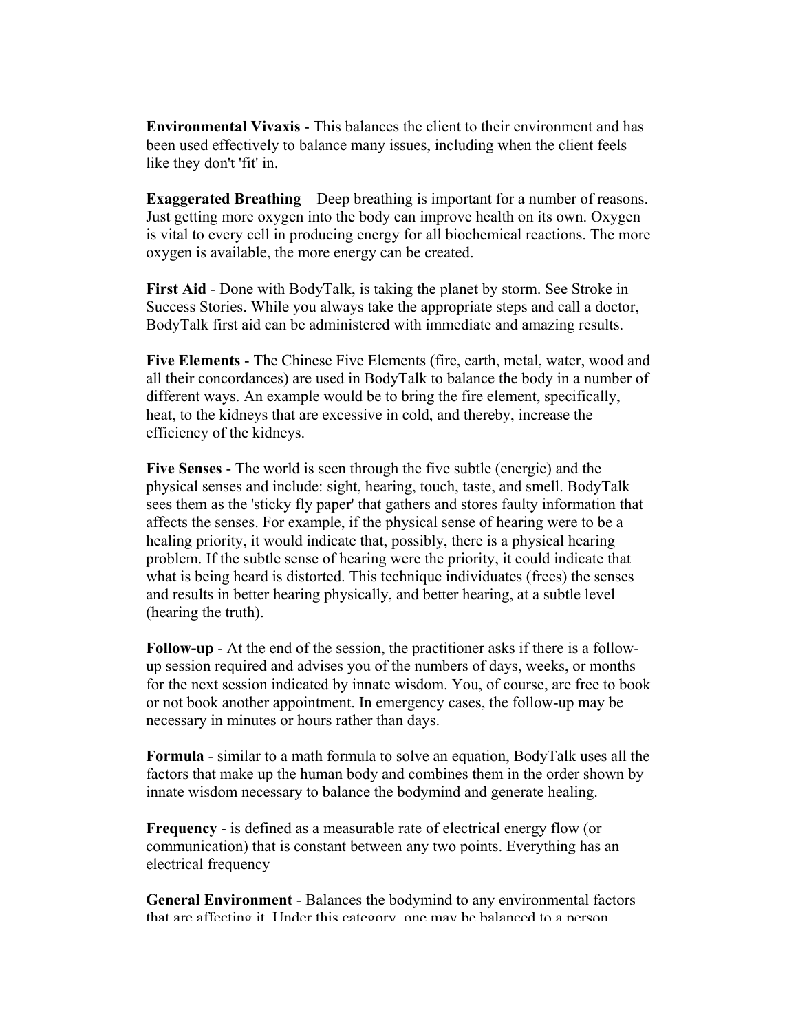**Environmental Vivaxis** - This balances the client to their environment and has been used effectively to balance many issues, including when the client feels like they don't 'fit' in.

**Exaggerated Breathing** – Deep breathing is important for a number of reasons. Just getting more oxygen into the body can improve health on its own. Oxygen is vital to every cell in producing energy for all biochemical reactions. The more oxygen is available, the more energy can be created.

**First Aid** - Done with BodyTalk, is taking the planet by storm. See Stroke in Success Stories. While you always take the appropriate steps and call a doctor, BodyTalk first aid can be administered with immediate and amazing results.

**Five Elements** - The Chinese Five Elements (fire, earth, metal, water, wood and all their concordances) are used in BodyTalk to balance the body in a number of different ways. An example would be to bring the fire element, specifically, heat, to the kidneys that are excessive in cold, and thereby, increase the efficiency of the kidneys.

**Five Senses** - The world is seen through the five subtle (energic) and the physical senses and include: sight, hearing, touch, taste, and smell. BodyTalk sees them as the 'sticky fly paper' that gathers and stores faulty information that affects the senses. For example, if the physical sense of hearing were to be a healing priority, it would indicate that, possibly, there is a physical hearing problem. If the subtle sense of hearing were the priority, it could indicate that what is being heard is distorted. This technique individuates (frees) the senses and results in better hearing physically, and better hearing, at a subtle level (hearing the truth).

**Follow-up** - At the end of the session, the practitioner asks if there is a follow-up session required and advises you of the numbers of days, weeks, or months for the next session indicated by innate wisdom. You, of course, are free to book or not book another appointment. In emergency cases, the follow-up may be necessary in minutes or hours rather than days.

**Formula** - similar to a math formula to solve an equation, BodyTalk uses all the factors that make up the human body and combines them in the order shown by innate wisdom necessary to balance the bodymind and generate healing.

**Frequency** - is defined as a measurable rate of electrical energy flow (or communication) that is constant between any two points. Everything has an electrical frequency

**General Environment** - Balances the bodymind to any environmental factors that are affecting it. Under this category, one may be balanced to a person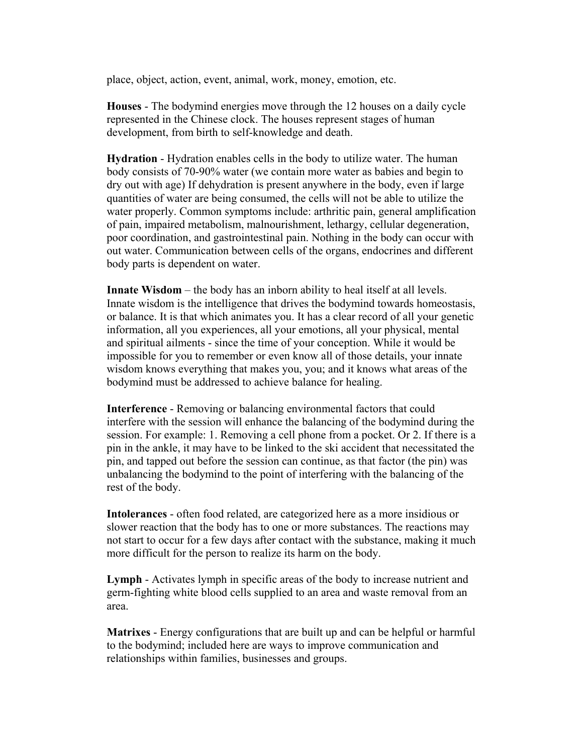place, object, action, event, animal, work, money, emotion, etc.

**Houses** - The bodymind energies move through the 12 houses on a daily cycle represented in the Chinese clock. The houses represent stages of human development, from birth to self-knowledge and death.

**Hydration** - Hydration enables cells in the body to utilize water. The human body consists of 70-90% water (we contain more water as babies and begin to dry out with age) If dehydration is present anywhere in the body, even if large quantities of water are being consumed, the cells will not be able to utilize the water properly. Common symptoms include: arthritic pain, general amplification of pain, impaired metabolism, malnourishment, lethargy, cellular degeneration, poor coordination, and gastrointestinal pain. Nothing in the body can occur with out water. Communication between cells of the organs, endocrines and different body parts is dependent on water.

**Innate Wisdom** – the body has an inborn ability to heal itself at all levels. Innate wisdom is the intelligence that drives the bodymind towards homeostasis, or balance. It is that which animates you. It has a clear record of all your genetic information, all you experiences, all your emotions, all your physical, mental and spiritual ailments - since the time of your conception. While it would be impossible for you to remember or even know all of those details, your innate wisdom knows everything that makes you, you; and it knows what areas of the bodymind must be addressed to achieve balance for healing.

**Interference** - Removing or balancing environmental factors that could interfere with the session will enhance the balancing of the bodymind during the session. For example: 1. Removing a cell phone from a pocket. Or 2. If there is a pin in the ankle, it may have to be linked to the ski accident that necessitated the pin, and tapped out before the session can continue, as that factor (the pin) was unbalancing the bodymind to the point of interfering with the balancing of the rest of the body.

**Intolerances** - often food related, are categorized here as a more insidious or slower reaction that the body has to one or more substances. The reactions may not start to occur for a few days after contact with the substance, making it much more difficult for the person to realize its harm on the body.

**Lymph** - Activates lymph in specific areas of the body to increase nutrient and germ-fighting white blood cells supplied to an area and waste removal from an area.

**Matrixes** - Energy configurations that are built up and can be helpful or harmful to the bodymind; included here are ways to improve communication and relationships within families, businesses and groups.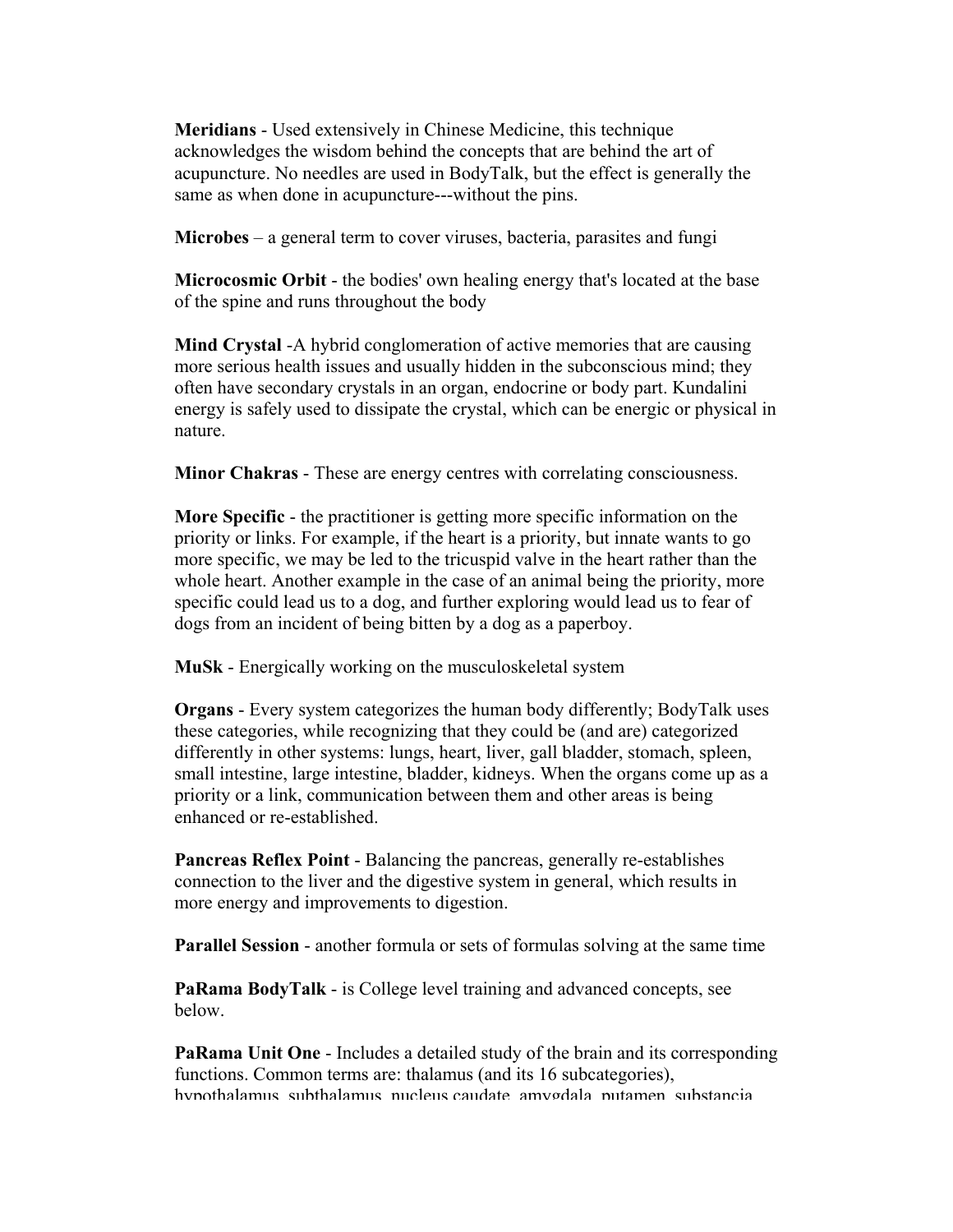**Meridians** - Used extensively in Chinese Medicine, this technique acknowledges the wisdom behind the concepts that are behind the art of acupuncture. No needles are used in BodyTalk, but the effect is generally the same as when done in acupuncture---without the pins.

**Microbes** – a general term to cover viruses, bacteria, parasites and fungi

**Microcosmic Orbit** - the bodies' own healing energy that's located at the base of the spine and runs throughout the body

**Mind Crystal** -A hybrid conglomeration of active memories that are causing more serious health issues and usually hidden in the subconscious mind; they often have secondary crystals in an organ, endocrine or body part. Kundalini energy is safely used to dissipate the crystal, which can be energic or physical in nature.

**Minor Chakras** - These are energy centres with correlating consciousness.

**More Specific** - the practitioner is getting more specific information on the priority or links. For example, if the heart is a priority, but innate wants to go more specific, we may be led to the tricuspid valve in the heart rather than the whole heart. Another example in the case of an animal being the priority, more specific could lead us to a dog, and further exploring would lead us to fear of dogs from an incident of being bitten by a dog as a paperboy.

**MuSk** - Energically working on the musculoskeletal system

**Organs** - Every system categorizes the human body differently; BodyTalk uses these categories, while recognizing that they could be (and are) categorized differently in other systems: lungs, heart, liver, gall bladder, stomach, spleen, small intestine, large intestine, bladder, kidneys. When the organs come up as a priority or a link, communication between them and other areas is being enhanced or re-established.

**Pancreas Reflex Point** - Balancing the pancreas, generally re-establishes connection to the liver and the digestive system in general, which results in more energy and improvements to digestion.

**Parallel Session** - another formula or sets of formulas solving at the same time

**PaRama BodyTalk** - is College level training and advanced concepts, see below.

**PaRama Unit One** - Includes a detailed study of the brain and its corresponding functions. Common terms are: thalamus (and its 16 subcategories), hypothalamus, subthalamus, nucleus caudate, amygdala, putamen, substancia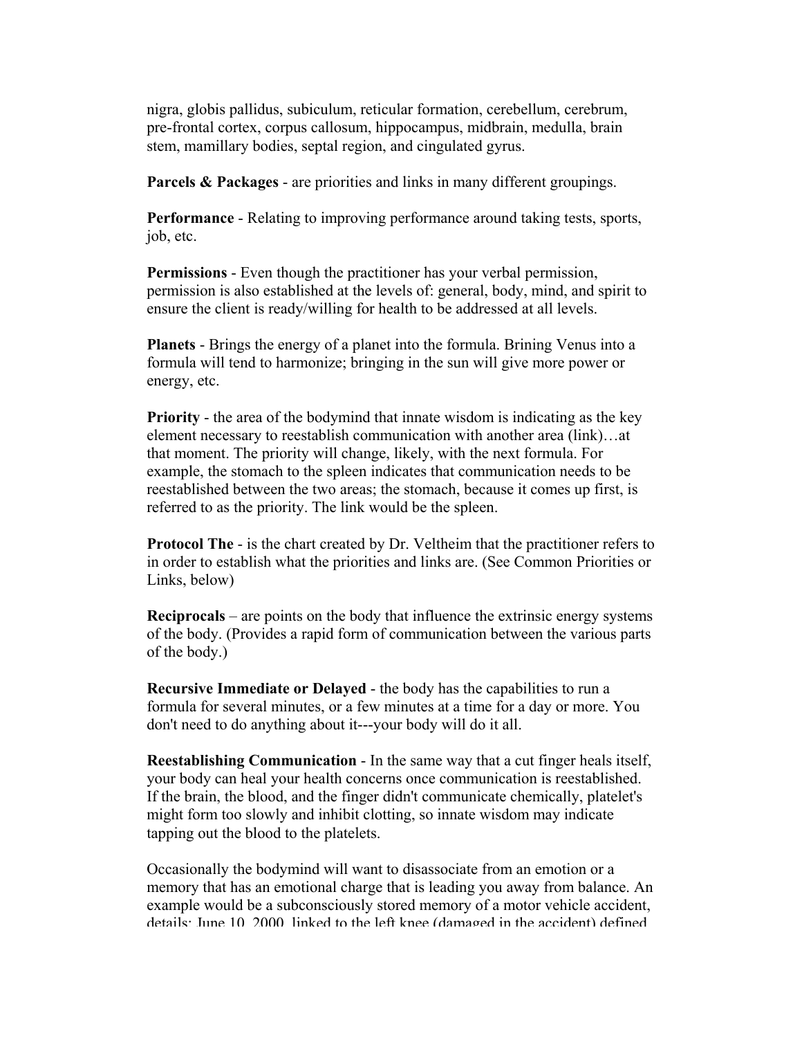nigra, globis pallidus, subiculum, reticular formation, cerebellum, cerebrum, pre-frontal cortex, corpus callosum, hippocampus, midbrain, medulla, brain stem, mamillary bodies, septal region, and cingulated gyrus.

**Parcels & Packages** - are priorities and links in many different groupings.

**Performance** - Relating to improving performance around taking tests, sports, job, etc.

**Permissions** - Even though the practitioner has your verbal permission, permission is also established at the levels of: general, body, mind, and spirit to ensure the client is ready/willing for health to be addressed at all levels.

**Planets** - Brings the energy of a planet into the formula. Brining Venus into a formula will tend to harmonize; bringing in the sun will give more power or energy, etc.

**Priority** - the area of the bodymind that innate wisdom is indicating as the key element necessary to reestablish communication with another area (link)…at that moment. The priority will change, likely, with the next formula. For example, the stomach to the spleen indicates that communication needs to be reestablished between the two areas; the stomach, because it comes up first, is referred to as the priority. The link would be the spleen.

**Protocol The** - is the chart created by Dr. Veltheim that the practitioner refers to in order to establish what the priorities and links are. (See Common Priorities or Links, below)

**Reciprocals** – are points on the body that influence the extrinsic energy systems of the body. (Provides a rapid form of communication between the various parts of the body.)

**Recursive Immediate or Delayed** - the body has the capabilities to run a formula for several minutes, or a few minutes at a time for a day or more. You don't need to do anything about it---your body will do it all.

**Reestablishing Communication** - In the same way that a cut finger heals itself, your body can heal your health concerns once communication is reestablished. If the brain, the blood, and the finger didn't communicate chemically, platelet's might form too slowly and inhibit clotting, so innate wisdom may indicate tapping out the blood to the platelets.

Occasionally the bodymind will want to disassociate from an emotion or a memory that has an emotional charge that is leading you away from balance. An example would be a subconsciously stored memory of a motor vehicle accident, details: June 10, 2000, linked to the left knee (damaged in the accident) defined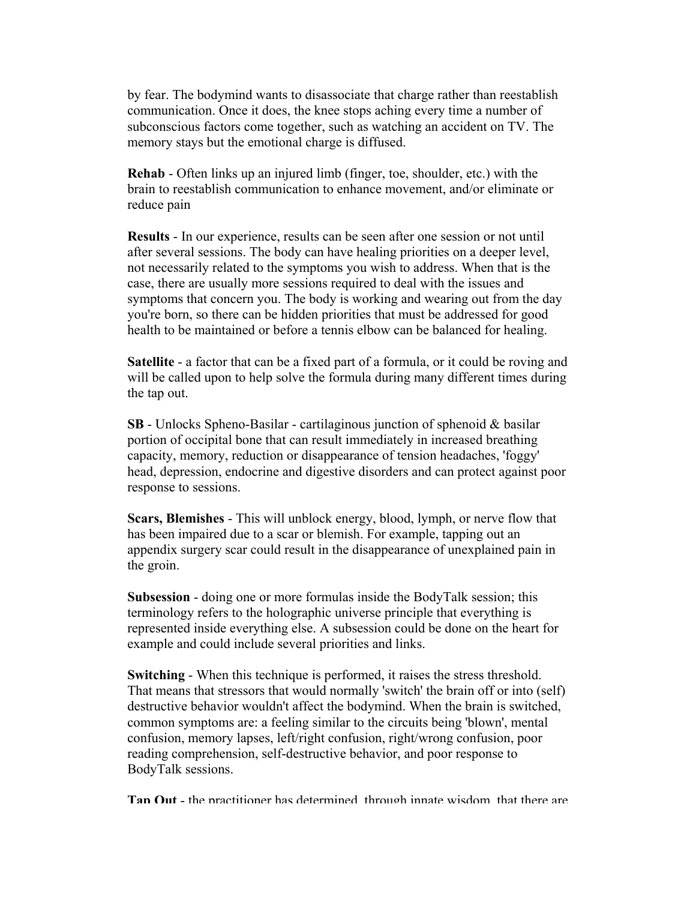by fear. The bodymind wants to disassociate that charge rather than reestablish communication. Once it does, the knee stops aching every time a number of subconscious factors come together, such as watching an accident on TV. The memory stays but the emotional charge is diffused.

**Rehab** - Often links up an injured limb (finger, toe, shoulder, etc.) with the brain to reestablish communication to enhance movement, and/or eliminate or reduce pain

**Results** - In our experience, results can be seen after one session or not until after several sessions. The body can have healing priorities on a deeper level, not necessarily related to the symptoms you wish to address. When that is the case, there are usually more sessions required to deal with the issues and symptoms that concern you. The body is working and wearing out from the day you're born, so there can be hidden priorities that must be addressed for good health to be maintained or before a tennis elbow can be balanced for healing.

**Satellite** - a factor that can be a fixed part of a formula, or it could be roving and will be called upon to help solve the formula during many different times during the tap out.

**SB** - Unlocks Spheno-Basilar - cartilaginous junction of sphenoid & basilar portion of occipital bone that can result immediately in increased breathing capacity, memory, reduction or disappearance of tension headaches, 'foggy' head, depression, endocrine and digestive disorders and can protect against poor response to sessions.

**Scars, Blemishes** - This will unblock energy, blood, lymph, or nerve flow that has been impaired due to a scar or blemish. For example, tapping out an appendix surgery scar could result in the disappearance of unexplained pain in the groin.

**Subsession** - doing one or more formulas inside the BodyTalk session; this terminology refers to the holographic universe principle that everything is represented inside everything else. A subsession could be done on the heart for example and could include several priorities and links.

**Switching** - When this technique is performed, it raises the stress threshold. That means that stressors that would normally 'switch' the brain off or into (self) destructive behavior wouldn't affect the bodymind. When the brain is switched, common symptoms are: a feeling similar to the circuits being 'blown', mental confusion, memory lapses, left/right confusion, right/wrong confusion, poor reading comprehension, self-destructive behavior, and poor response to BodyTalk sessions.

**Tap Out** - the practitioner has determined, through innate wisdom, that there are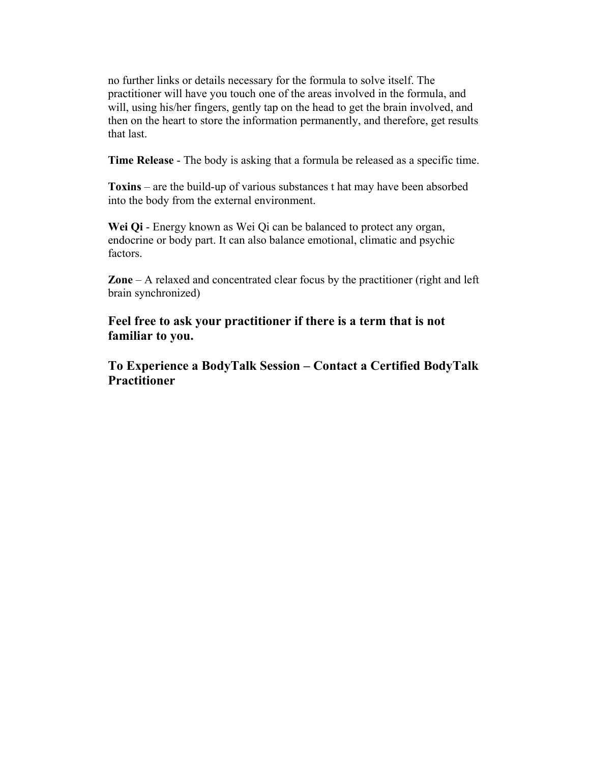no further links or details necessary for the formula to solve itself. The practitioner will have you touch one of the areas involved in the formula, and will, using his/her fingers, gently tap on the head to get the brain involved, and then on the heart to store the information permanently, and therefore, get results that last.

**Time Release** - The body is asking that a formula be released as a specific time.

**Toxins** – are the build-up of various substances t hat may have been absorbed into the body from the external environment.

**Wei Qi** - Energy known as Wei Qi can be balanced to protect any organ, endocrine or body part. It can also balance emotional, climatic and psychic factors.

**Zone** – A relaxed and concentrated clear focus by the practitioner (right and left brain synchronized)

### Feel free to ask your practitioner if there is a term that is not familiar to you.

### To Experience a BodyTalk Session – Contact a Certified BodyTalk Practitioner